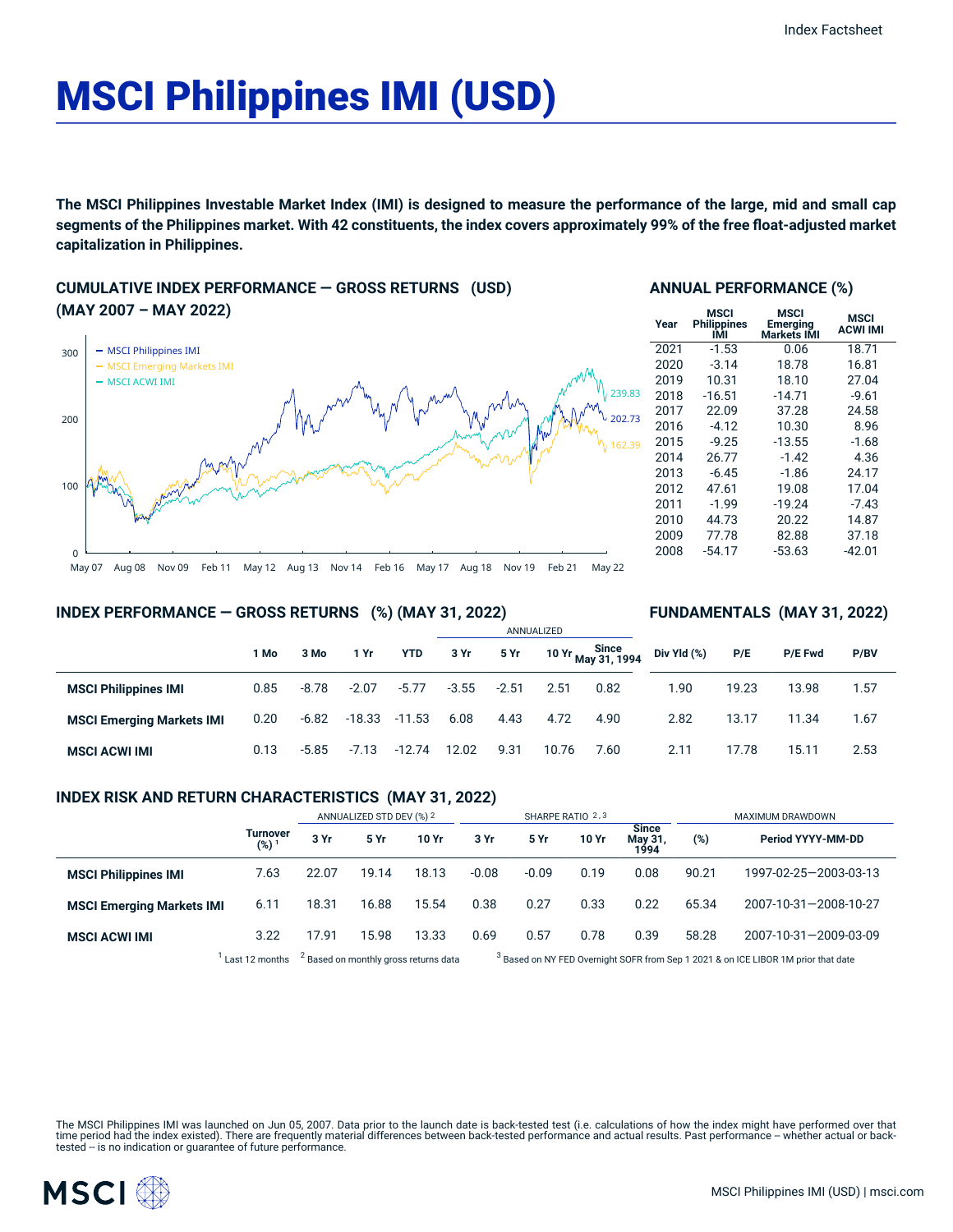# MSCI Philippines IMI (USD)

**The MSCI Philippines Investable Market Index (IMI) is designed to measure the performance of the large, mid and small cap segments of the Philippines market. With 42 constituents, the index covers approximately 99% of the free float-adjusted market capitalization in Philippines.**

## CUMULATIVE INDEX PERFORMANCE — GROSS RETURNS (USD) (MAY 2007 – MAY 2022)

- MSCI Philippines IMI: 202.73
- MSCI Emerging Markets IMI: 162.39
- MSCI ACWI IMI: 239.83

## ANNUAL PERFORMANCE (%)

| Year | MSCI Philippines IMI | MSCI Emerging Markets IMI | MSCI ACWI IMI |
|---|---|---|---|
| 2021 | -1.53 | 0.06 | 18.71 |
| 2020 | -3.14 | 18.78 | 16.81 |
| 2019 | 10.31 | 18.10 | 27.04 |
| 2018 | -16.51 | -14.71 | -9.61 |
| 2017 | 22.09 | 37.28 | 24.58 |
| 2016 | -4.12 | 10.30 | 8.96 |
| 2015 | -9.25 | -13.55 | -1.68 |
| 2014 | 26.77 | -1.42 | 4.36 |
| 2013 | -6.45 | -1.86 | 24.17 |
| 2012 | 47.61 | 19.08 | 17.04 |
| 2011 | -1.99 | -19.24 | -7.43 |
| 2010 | 44.73 | 20.22 | 14.87 |
| 2009 | 77.78 | 82.88 | 37.18 |
| 2008 | -54.17 | -53.63 | -42.01 |

## INDEX PERFORMANCE — GROSS RETURNS (%) (MAY 31, 2022) / FUNDAMENTALS (MAY 31, 2022)

| | | | | | ANNUALIZED | | | | | | | |
|---|---|---|---|---|---|---|---|---|---|---|---|---|
| | 1 Mo | 3 Mo | 1 Yr | YTD | 3 Yr | 5 Yr | 10 Yr | Since May 31, 1994 | Div Yld (%) | P/E | P/E Fwd | P/BV |
| **MSCI Philippines IMI** | 0.85 | -8.78 | -2.07 | -5.77 | -3.55 | -2.51 | 2.51 | 0.82 | 1.90 | 19.23 | 13.98 | 1.57 |
| **MSCI Emerging Markets IMI** | 0.20 | -6.82 | -18.33 | -11.53 | 6.08 | 4.43 | 4.72 | 4.90 | 2.82 | 13.17 | 11.34 | 1.67 |
| **MSCI ACWI IMI** | 0.13 | -5.85 | -7.13 | -12.74 | 12.02 | 9.31 | 10.76 | 7.60 | 2.11 | 17.78 | 15.11 | 2.53 |

## INDEX RISK AND RETURN CHARACTERISTICS (MAY 31, 2022)

| | | ANNUALIZED STD DEV (%) [2] | | | SHARPE RATIO [2,3] | | | | MAXIMUM DRAWDOWN | |
|---|---|---|---|---|---|---|---|---|---|---|
| | Turnover (%) [1] | 3 Yr | 5 Yr | 10 Yr | 3 Yr | 5 Yr | 10 Yr | Since May 31, 1994 | (%) | Period YYYY-MM-DD |
| **MSCI Philippines IMI** | 7.63 | 22.07 | 19.14 | 18.13 | -0.08 | -0.09 | 0.19 | 0.08 | 90.21 | 1997-02-25—2003-03-13 |
| **MSCI Emerging Markets IMI** | 6.11 | 18.31 | 16.88 | 15.54 | 0.38 | 0.27 | 0.33 | 0.22 | 65.34 | 2007-10-31—2008-10-27 |
| **MSCI ACWI IMI** | 3.22 | 17.91 | 15.98 | 13.33 | 0.69 | 0.57 | 0.78 | 0.39 | 58.28 | 2007-10-31—2009-03-09 |

[1] Last 12 months [2] Based on monthly gross returns data [3] Based on NY FED Overnight SOFR from Sep 1 2021 & on ICE LIBOR 1M prior that date

The MSCI Philippines IMI was launched on Jun 05, 2007. Data prior to the launch date is back-tested test (i.e. calculations of how the index might have performed over that time period had the index existed). There are frequently material differences between back-tested performance and actual results. Past performance -- whether actual or back-tested -- is no indication or guarantee of future performance.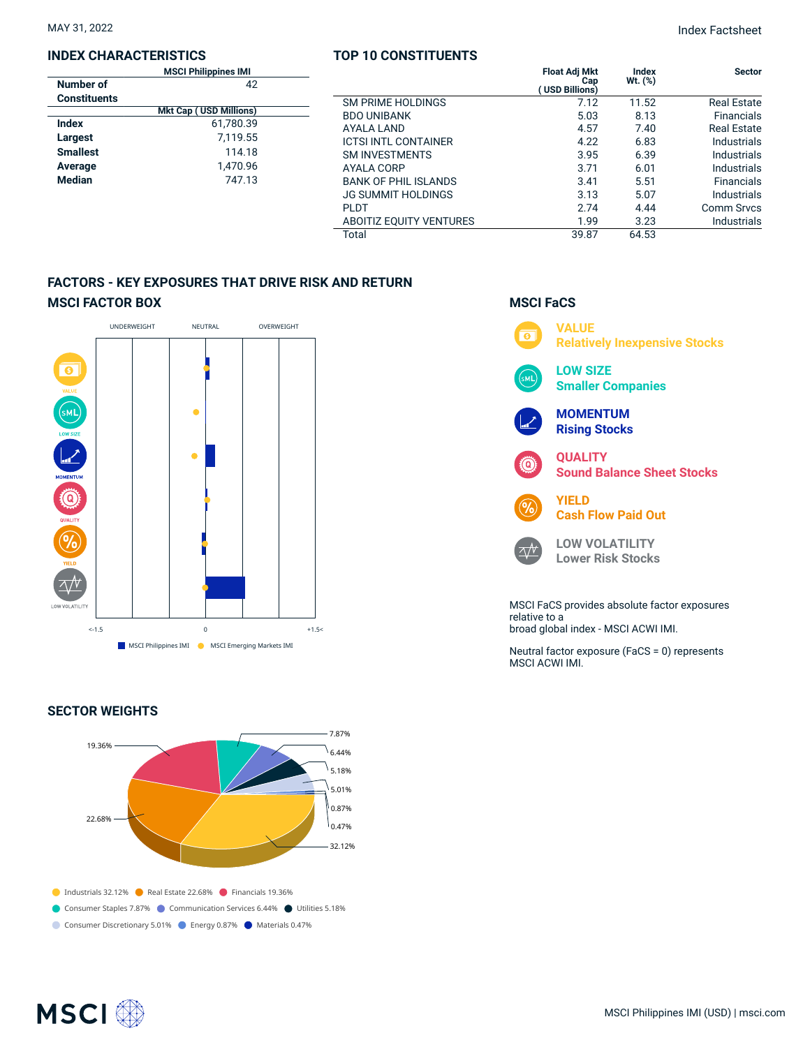MAY 31, 2022

Index Factsheet

## INDEX CHARACTERISTICS

| | MSCI Philippines IMI |
|---|---|
| Number of Constituents | 42 |
| | **Mkt Cap ( USD Millions)** |
| **Index** | 61,780.39 |
| **Largest** | 7,119.55 |
| **Smallest** | 114.18 |
| **Average** | 1,470.96 |
| **Median** | 747.13 |

## TOP 10 CONSTITUENTS

| | Float Adj Mkt Cap ( USD Billions) | Index Wt. (%) | Sector |
|---|---|---|---|
| SM PRIME HOLDINGS | 7.12 | 11.52 | Real Estate |
| BDO UNIBANK | 5.03 | 8.13 | Financials |
| AYALA LAND | 4.57 | 7.40 | Real Estate |
| ICTSI INTL CONTAINER | 4.22 | 6.83 | Industrials |
| SM INVESTMENTS | 3.95 | 6.39 | Industrials |
| AYALA CORP | 3.71 | 6.01 | Industrials |
| BANK OF PHIL ISLANDS | 3.41 | 5.51 | Financials |
| JG SUMMIT HOLDINGS | 3.13 | 5.07 | Industrials |
| PLDT | 2.74 | 4.44 | Comm Srvcs |
| ABOITIZ EQUITY VENTURES | 1.99 | 3.23 | Industrials |
| Total | 39.87 | 64.53 | |

## FACTORS - KEY EXPOSURES THAT DRIVE RISK AND RETURN

### MSCI FACTOR BOX

UNDERWEIGHT | NEUTRAL | OVERWEIGHT

VALUE, LOW SIZE, MOMENTUM, QUALITY, YIELD, LOW VOLATILITY

<-1.5 | 0 | +1.5<

MSCI Philippines IMI | MSCI Emerging Markets IMI

### MSCI FaCS

**VALUE** – Relatively Inexpensive Stocks

**LOW SIZE** – Smaller Companies

**MOMENTUM** – Rising Stocks

**QUALITY** – Sound Balance Sheet Stocks

**YIELD** – Cash Flow Paid Out

**LOW VOLATILITY** – Lower Risk Stocks

MSCI FaCS provides absolute factor exposures relative to a broad global index - MSCI ACWI IMI.

Neutral factor exposure (FaCS = 0) represents MSCI ACWI IMI.

## SECTOR WEIGHTS

- Industrials 32.12%
- Real Estate 22.68%
- Financials 19.36%
- Consumer Staples 7.87%
- Communication Services 6.44%
- Utilities 5.18%
- Consumer Discretionary 5.01%
- Energy 0.87%
- Materials 0.47%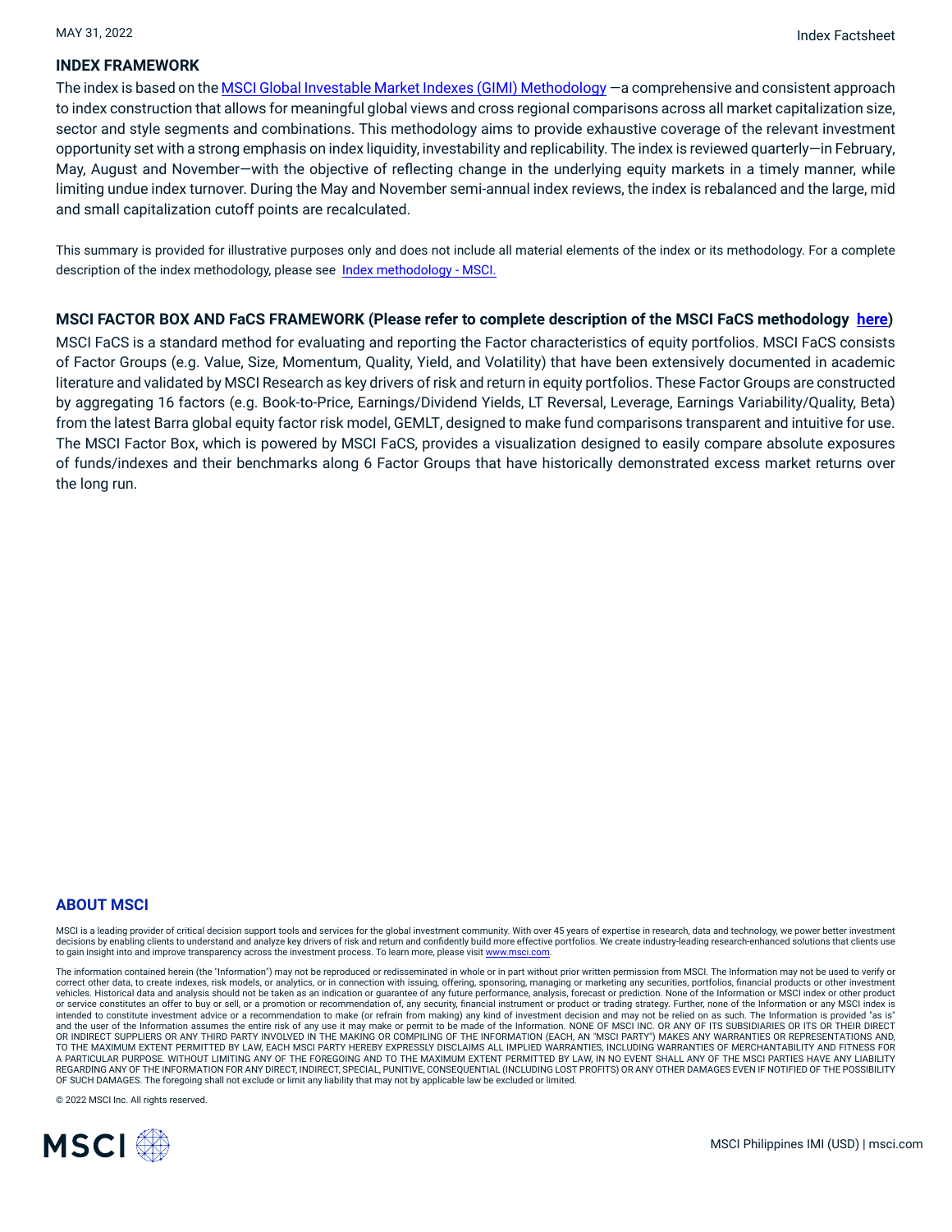## INDEX FRAMEWORK

The index is based on the MSCI Global Investable Market Indexes (GIMI) Methodology —a comprehensive and consistent approach to index construction that allows for meaningful global views and cross regional comparisons across all market capitalization size, sector and style segments and combinations. This methodology aims to provide exhaustive coverage of the relevant investment opportunity set with a strong emphasis on index liquidity, investability and replicability. The index is reviewed quarterly—in February, May, August and November—with the objective of reflecting change in the underlying equity markets in a timely manner, while limiting undue index turnover. During the May and November semi-annual index reviews, the index is rebalanced and the large, mid and small capitalization cutoff points are recalculated.

This summary is provided for illustrative purposes only and does not include all material elements of the index or its methodology. For a complete description of the index methodology, please see Index methodology - MSCI.

## MSCI FACTOR BOX AND FaCS FRAMEWORK (Please refer to complete description of the MSCI FaCS methodology here)

MSCI FaCS is a standard method for evaluating and reporting the Factor characteristics of equity portfolios. MSCI FaCS consists of Factor Groups (e.g. Value, Size, Momentum, Quality, Yield, and Volatility) that have been extensively documented in academic literature and validated by MSCI Research as key drivers of risk and return in equity portfolios. These Factor Groups are constructed by aggregating 16 factors (e.g. Book-to-Price, Earnings/Dividend Yields, LT Reversal, Leverage, Earnings Variability/Quality, Beta) from the latest Barra global equity factor risk model, GEMLT, designed to make fund comparisons transparent and intuitive for use. The MSCI Factor Box, which is powered by MSCI FaCS, provides a visualization designed to easily compare absolute exposures of funds/indexes and their benchmarks along 6 Factor Groups that have historically demonstrated excess market returns over the long run.

## ABOUT MSCI

MSCI is a leading provider of critical decision support tools and services for the global investment community. With over 45 years of expertise in research, data and technology, we power better investment decisions by enabling clients to understand and analyze key drivers of risk and return and confidently build more effective portfolios. We create industry-leading research-enhanced solutions that clients use to gain insight into and improve transparency across the investment process. To learn more, please visit www.msci.com.

The information contained herein (the "Information") may not be reproduced or redisseminated in whole or in part without prior written permission from MSCI. The Information may not be used to verify or correct other data, to create indexes, risk models, or analytics, or in connection with issuing, offering, sponsoring, managing or marketing any securities, portfolios, financial products or other investment vehicles. Historical data and analysis should not be taken as an indication or guarantee of any future performance, analysis, forecast or prediction. None of the Information or MSCI index or other product or service constitutes an offer to buy or sell, or a promotion or recommendation of, any security, financial instrument or product or trading strategy. Further, none of the Information or any MSCI index is intended to constitute investment advice or a recommendation to make (or refrain from making) any kind of investment decision and may not be relied on as such. The Information is provided "as is" and the user of the Information assumes the entire risk of any use it may make or permit to be made of the Information. NONE OF MSCI INC. OR ANY OF ITS SUBSIDIARIES OR ITS OR THEIR DIRECT OR INDIRECT SUPPLIERS OR ANY THIRD PARTY INVOLVED IN THE MAKING OR COMPILING OF THE INFORMATION (EACH, AN "MSCI PARTY") MAKES ANY WARRANTIES OR REPRESENTATIONS AND, TO THE MAXIMUM EXTENT PERMITTED BY LAW, EACH MSCI PARTY HEREBY EXPRESSLY DISCLAIMS ALL IMPLIED WARRANTIES, INCLUDING WARRANTIES OF MERCHANTABILITY AND FITNESS FOR A PARTICULAR PURPOSE. WITHOUT LIMITING ANY OF THE FOREGOING AND TO THE MAXIMUM EXTENT PERMITTED BY LAW, IN NO EVENT SHALL ANY OF THE MSCI PARTIES HAVE ANY LIABILITY REGARDING ANY OF THE INFORMATION FOR ANY DIRECT, INDIRECT, SPECIAL, PUNITIVE, CONSEQUENTIAL (INCLUDING LOST PROFITS) OR ANY OTHER DAMAGES EVEN IF NOTIFIED OF THE POSSIBILITY OF SUCH DAMAGES. The foregoing shall not exclude or limit any liability that may not by applicable law be excluded or limited.

© 2022 MSCI Inc. All rights reserved.